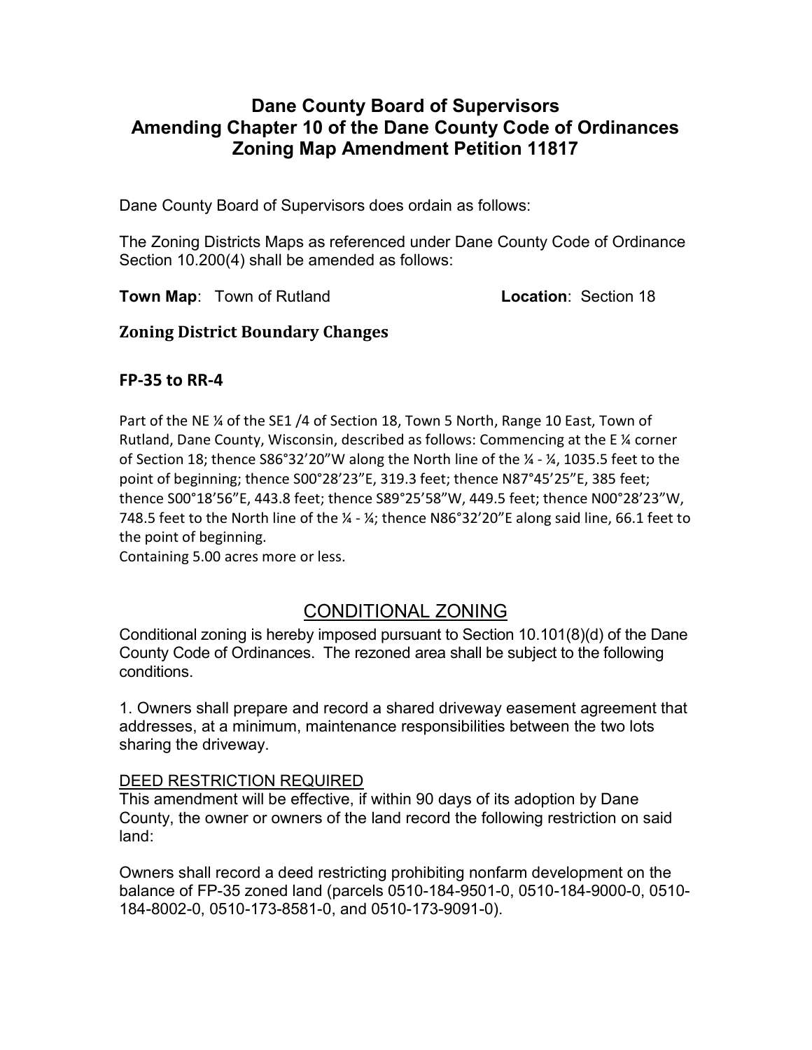# Dane County Board of Supervisors
# Amending Chapter 10 of the Dane County Code of Ordinances
# Zoning Map Amendment Petition 11817

Dane County Board of Supervisors does ordain as follows:

The Zoning Districts Maps as referenced under Dane County Code of Ordinance Section 10.200(4) shall be amended as follows:

**Town Map**: Town of Rutland **Location**: Section 18

## Zoning District Boundary Changes

### FP-35 to RR-4

Part of the NE ¼ of the SE1 /4 of Section 18, Town 5 North, Range 10 East, Town of Rutland, Dane County, Wisconsin, described as follows: Commencing at the E ¼ corner of Section 18; thence S86°32'20"W along the North line of the ¼ - ¼, 1035.5 feet to the point of beginning; thence S00°28'23"E, 319.3 feet; thence N87°45'25"E, 385 feet; thence S00°18'56"E, 443.8 feet; thence S89°25'58"W, 449.5 feet; thence N00°28'23"W, 748.5 feet to the North line of the ¼ - ¼; thence N86°32'20"E along said line, 66.1 feet to the point of beginning.
Containing 5.00 acres more or less.

## CONDITIONAL ZONING

Conditional zoning is hereby imposed pursuant to Section 10.101(8)(d) of the Dane County Code of Ordinances. The rezoned area shall be subject to the following conditions.

1. Owners shall prepare and record a shared driveway easement agreement that addresses, at a minimum, maintenance responsibilities between the two lots sharing the driveway.

DEED RESTRICTION REQUIRED

This amendment will be effective, if within 90 days of its adoption by Dane County, the owner or owners of the land record the following restriction on said land:

Owners shall record a deed restricting prohibiting nonfarm development on the balance of FP-35 zoned land (parcels 0510-184-9501-0, 0510-184-9000-0, 0510-184-8002-0, 0510-173-8581-0, and 0510-173-9091-0).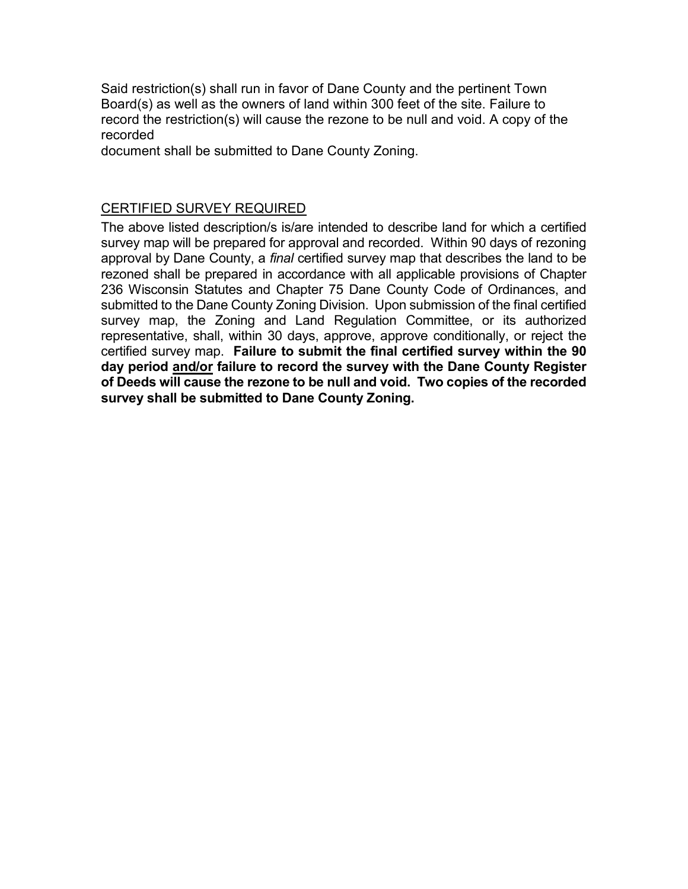Said restriction(s) shall run in favor of Dane County and the pertinent Town Board(s) as well as the owners of land within 300 feet of the site. Failure to record the restriction(s) will cause the rezone to be null and void. A copy of the recorded document shall be submitted to Dane County Zoning.

## CERTIFIED SURVEY REQUIRED

The above listed description/s is/are intended to describe land for which a certified survey map will be prepared for approval and recorded. Within 90 days of rezoning approval by Dane County, a *final* certified survey map that describes the land to be rezoned shall be prepared in accordance with all applicable provisions of Chapter 236 Wisconsin Statutes and Chapter 75 Dane County Code of Ordinances, and submitted to the Dane County Zoning Division. Upon submission of the final certified survey map, the Zoning and Land Regulation Committee, or its authorized representative, shall, within 30 days, approve, approve conditionally, or reject the certified survey map. **Failure to submit the final certified survey within the 90 day period and/or failure to record the survey with the Dane County Register of Deeds will cause the rezone to be null and void. Two copies of the recorded survey shall be submitted to Dane County Zoning.**